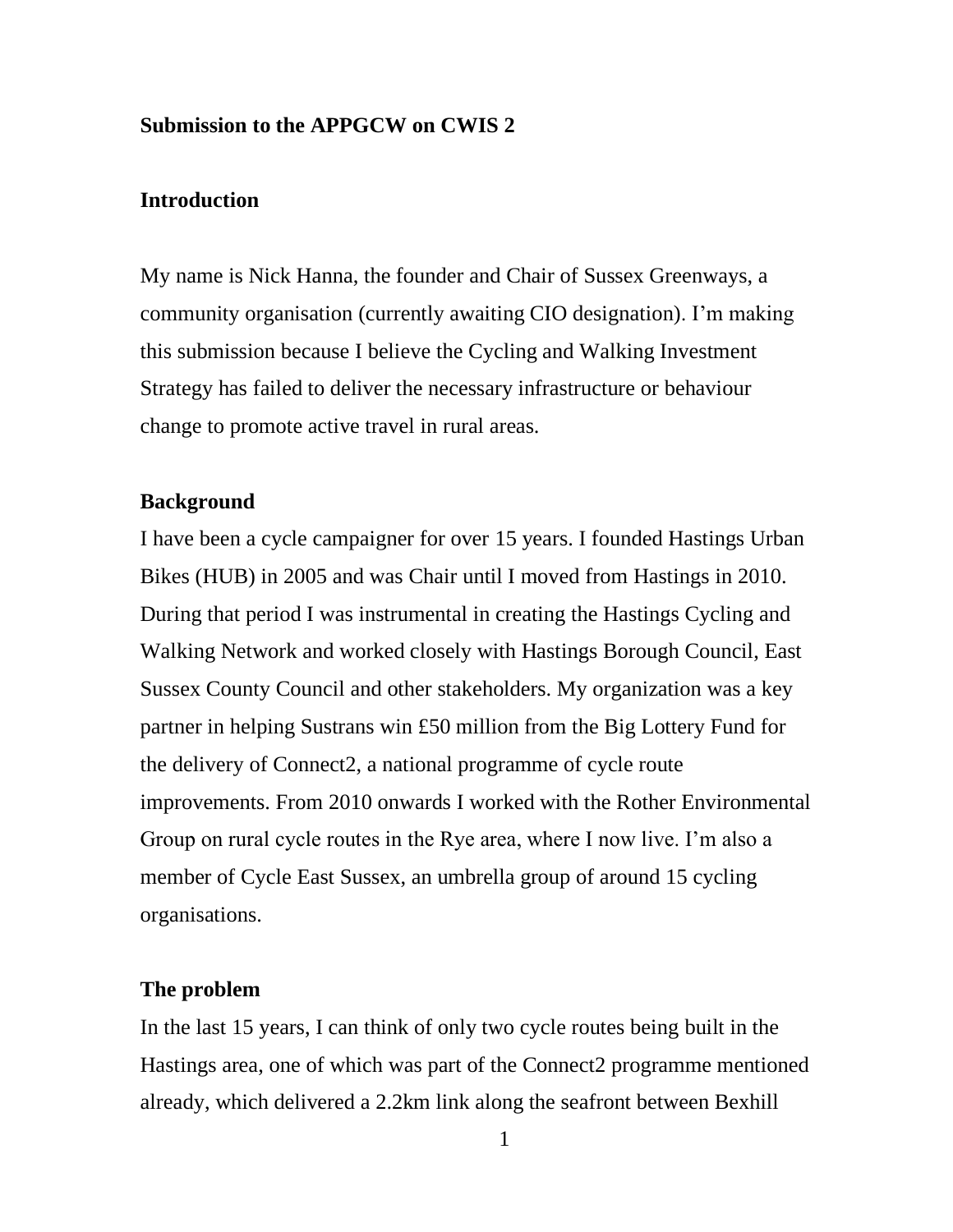**Submission to the APPGCW on CWIS 2**

## Introduction

My name is Nick Hanna, the founder and Chair of Sussex Greenways, a community organisation (currently awaiting CIO designation). I'm making this submission because I believe the Cycling and Walking Investment Strategy has failed to deliver the necessary infrastructure or behaviour change to promote active travel in rural areas.

## Background

I have been a cycle campaigner for over 15 years. I founded Hastings Urban Bikes (HUB) in 2005 and was Chair until I moved from Hastings in 2010. During that period I was instrumental in creating the Hastings Cycling and Walking Network and worked closely with Hastings Borough Council, East Sussex County Council and other stakeholders. My organization was a key partner in helping Sustrans win £50 million from the Big Lottery Fund for the delivery of Connect2, a national programme of cycle route improvements. From 2010 onwards I worked with the Rother Environmental Group on rural cycle routes in the Rye area, where I now live. I'm also a member of Cycle East Sussex, an umbrella group of around 15 cycling organisations.

## The problem

In the last 15 years, I can think of only two cycle routes being built in the Hastings area, one of which was part of the Connect2 programme mentioned already, which delivered a 2.2km link along the seafront between Bexhill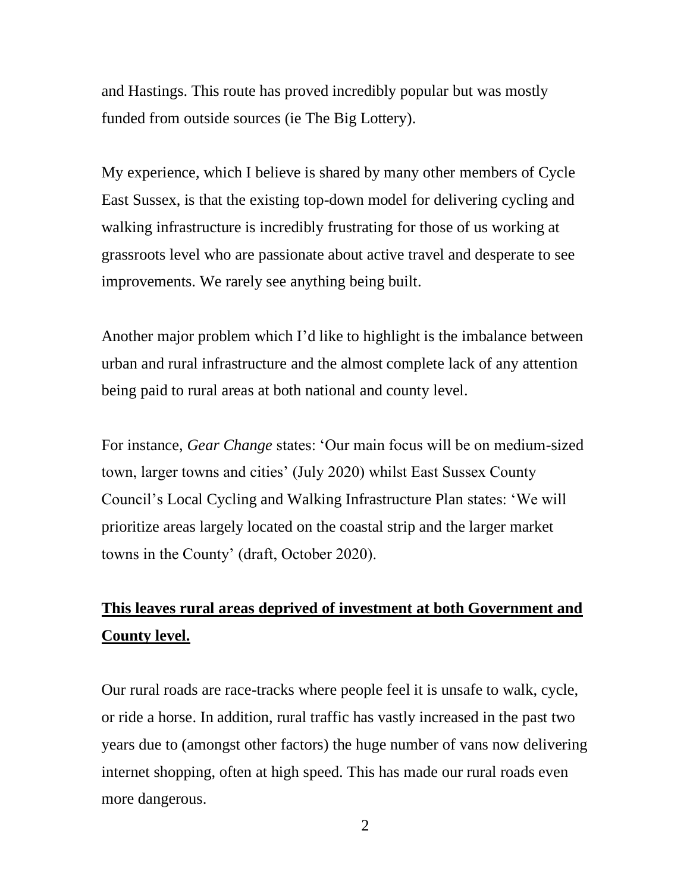and Hastings. This route has proved incredibly popular but was mostly funded from outside sources (ie The Big Lottery).

My experience, which I believe is shared by many other members of Cycle East Sussex, is that the existing top-down model for delivering cycling and walking infrastructure is incredibly frustrating for those of us working at grassroots level who are passionate about active travel and desperate to see improvements. We rarely see anything being built.

Another major problem which I'd like to highlight is the imbalance between urban and rural infrastructure and the almost complete lack of any attention being paid to rural areas at both national and county level.

For instance, *Gear Change* states: 'Our main focus will be on medium-sized town, larger towns and cities' (July 2020) whilst East Sussex County Council's Local Cycling and Walking Infrastructure Plan states: 'We will prioritize areas largely located on the coastal strip and the larger market towns in the County' (draft, October 2020).

**This leaves rural areas deprived of investment at both Government and County level.**

Our rural roads are race-tracks where people feel it is unsafe to walk, cycle, or ride a horse. In addition, rural traffic has vastly increased in the past two years due to (amongst other factors) the huge number of vans now delivering internet shopping, often at high speed. This has made our rural roads even more dangerous.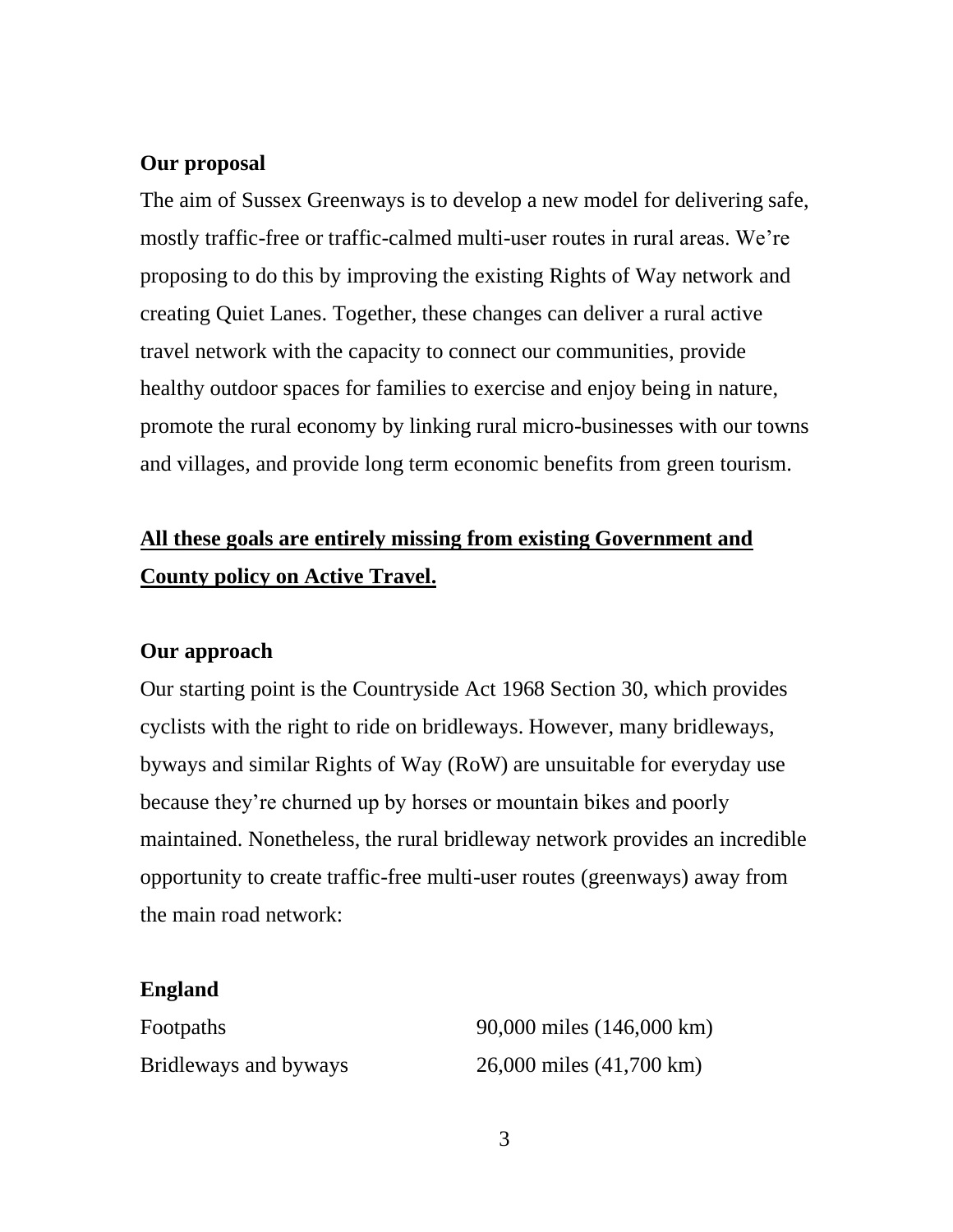**Our proposal**

The aim of Sussex Greenways is to develop a new model for delivering safe, mostly traffic-free or traffic-calmed multi-user routes in rural areas. We're proposing to do this by improving the existing Rights of Way network and creating Quiet Lanes. Together, these changes can deliver a rural active travel network with the capacity to connect our communities, provide healthy outdoor spaces for families to exercise and enjoy being in nature, promote the rural economy by linking rural micro-businesses with our towns and villages, and provide long term economic benefits from green tourism.

<u>**All these goals are entirely missing from existing Government and County policy on Active Travel.**</u>

**Our approach**

Our starting point is the Countryside Act 1968 Section 30, which provides cyclists with the right to ride on bridleways. However, many bridleways, byways and similar Rights of Way (RoW) are unsuitable for everyday use because they're churned up by horses or mountain bikes and poorly maintained. Nonetheless, the rural bridleway network provides an incredible opportunity to create traffic-free multi-user routes (greenways) away from the main road network:

**England**

| | |
|---|---|
| Footpaths | 90,000 miles (146,000 km) |
| Bridleways and byways | 26,000 miles (41,700 km) |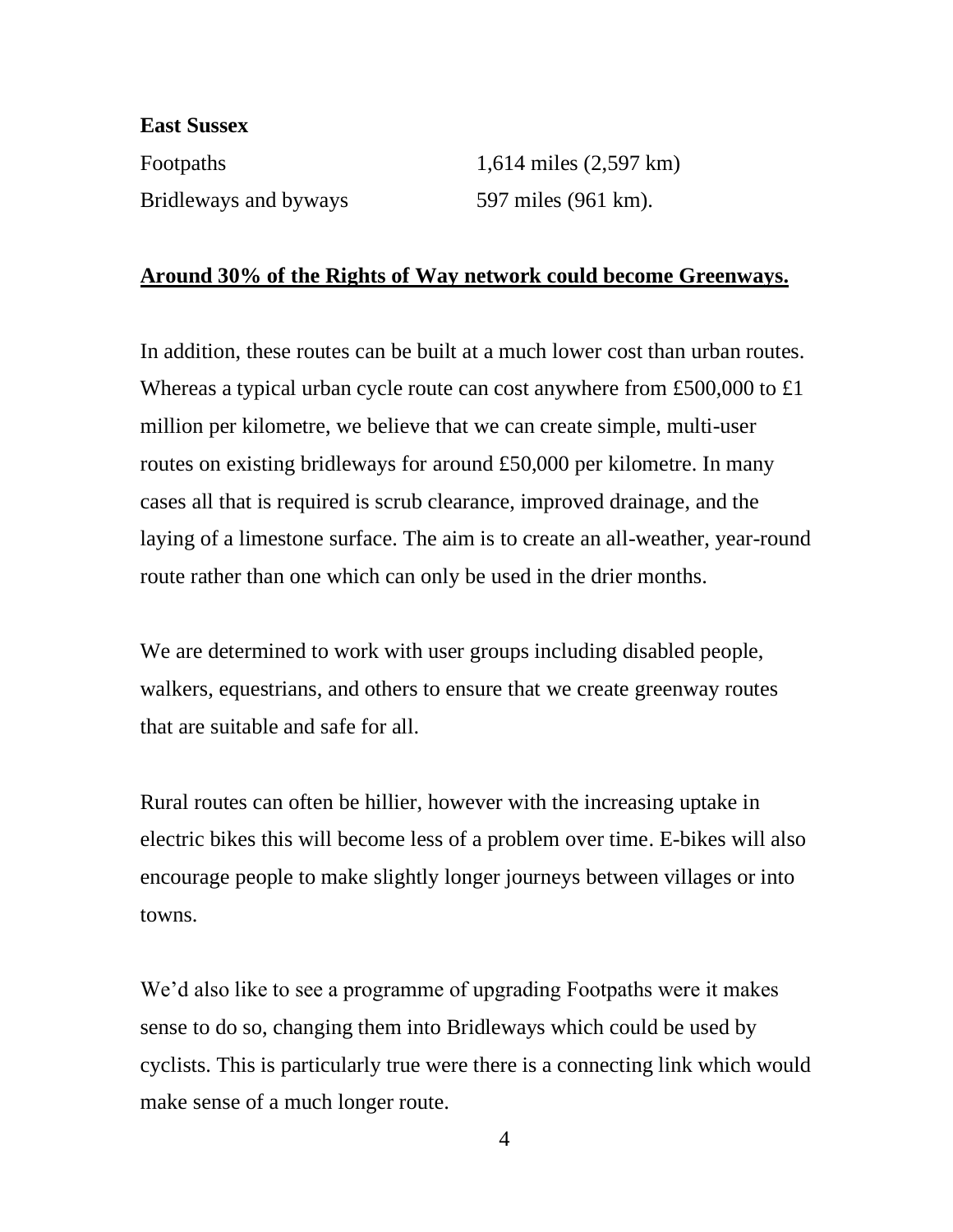**East Sussex**

| | |
|---|---|
| Footpaths | 1,614 miles (2,597 km) |
| Bridleways and byways | 597 miles (961 km). |

**Around 30% of the Rights of Way network could become Greenways.**

In addition, these routes can be built at a much lower cost than urban routes. Whereas a typical urban cycle route can cost anywhere from £500,000 to £1 million per kilometre, we believe that we can create simple, multi-user routes on existing bridleways for around £50,000 per kilometre. In many cases all that is required is scrub clearance, improved drainage, and the laying of a limestone surface. The aim is to create an all-weather, year-round route rather than one which can only be used in the drier months.

We are determined to work with user groups including disabled people, walkers, equestrians, and others to ensure that we create greenway routes that are suitable and safe for all.

Rural routes can often be hillier, however with the increasing uptake in electric bikes this will become less of a problem over time. E-bikes will also encourage people to make slightly longer journeys between villages or into towns.

We'd also like to see a programme of upgrading Footpaths were it makes sense to do so, changing them into Bridleways which could be used by cyclists. This is particularly true were there is a connecting link which would make sense of a much longer route.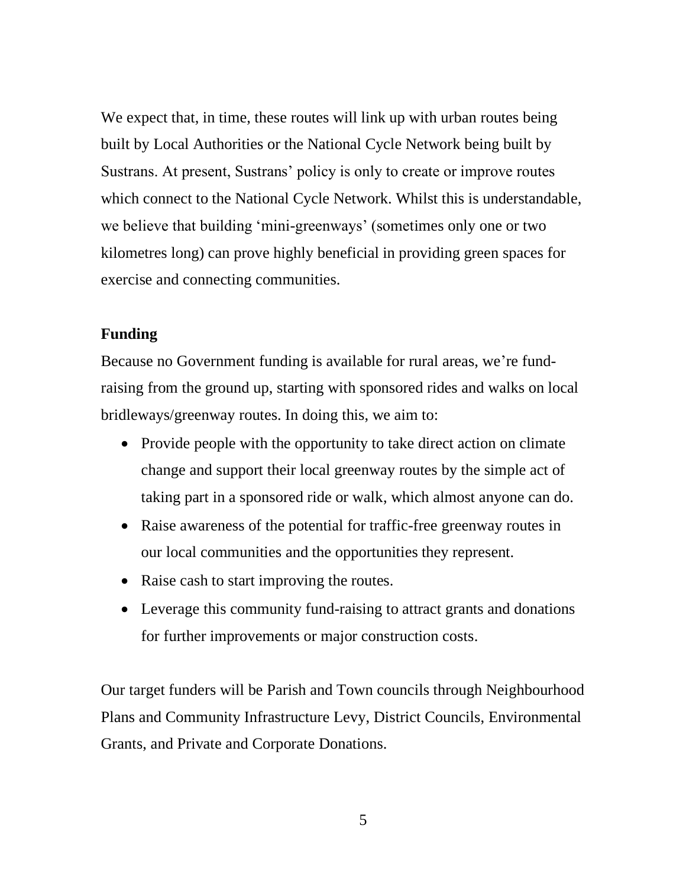We expect that, in time, these routes will link up with urban routes being built by Local Authorities or the National Cycle Network being built by Sustrans. At present, Sustrans' policy is only to create or improve routes which connect to the National Cycle Network. Whilst this is understandable, we believe that building 'mini-greenways' (sometimes only one or two kilometres long) can prove highly beneficial in providing green spaces for exercise and connecting communities.

**Funding**

Because no Government funding is available for rural areas, we're fund-raising from the ground up, starting with sponsored rides and walks on local bridleways/greenway routes. In doing this, we aim to:

- Provide people with the opportunity to take direct action on climate change and support their local greenway routes by the simple act of taking part in a sponsored ride or walk, which almost anyone can do.
- Raise awareness of the potential for traffic-free greenway routes in our local communities and the opportunities they represent.
- Raise cash to start improving the routes.
- Leverage this community fund-raising to attract grants and donations for further improvements or major construction costs.

Our target funders will be Parish and Town councils through Neighbourhood Plans and Community Infrastructure Levy, District Councils, Environmental Grants, and Private and Corporate Donations.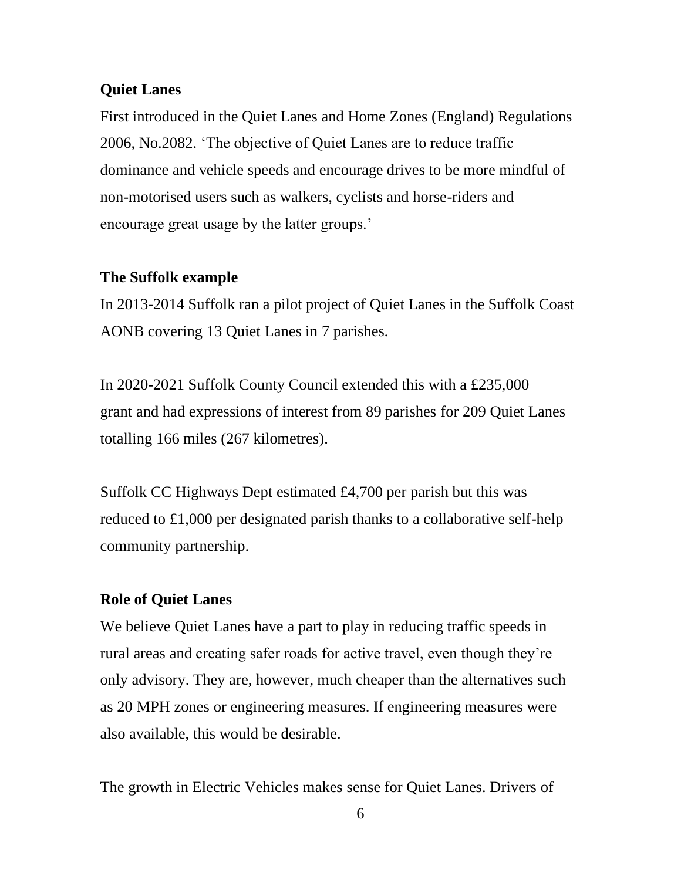**Quiet Lanes**

First introduced in the Quiet Lanes and Home Zones (England) Regulations 2006, No.2082. 'The objective of Quiet Lanes are to reduce traffic dominance and vehicle speeds and encourage drives to be more mindful of non-motorised users such as walkers, cyclists and horse-riders and encourage great usage by the latter groups.'

**The Suffolk example**

In 2013-2014 Suffolk ran a pilot project of Quiet Lanes in the Suffolk Coast AONB covering 13 Quiet Lanes in 7 parishes.

In 2020-2021 Suffolk County Council extended this with a £235,000 grant and had expressions of interest from 89 parishes for 209 Quiet Lanes totalling 166 miles (267 kilometres).

Suffolk CC Highways Dept estimated £4,700 per parish but this was reduced to £1,000 per designated parish thanks to a collaborative self-help community partnership.

**Role of Quiet Lanes**

We believe Quiet Lanes have a part to play in reducing traffic speeds in rural areas and creating safer roads for active travel, even though they're only advisory. They are, however, much cheaper than the alternatives such as 20 MPH zones or engineering measures. If engineering measures were also available, this would be desirable.

The growth in Electric Vehicles makes sense for Quiet Lanes. Drivers of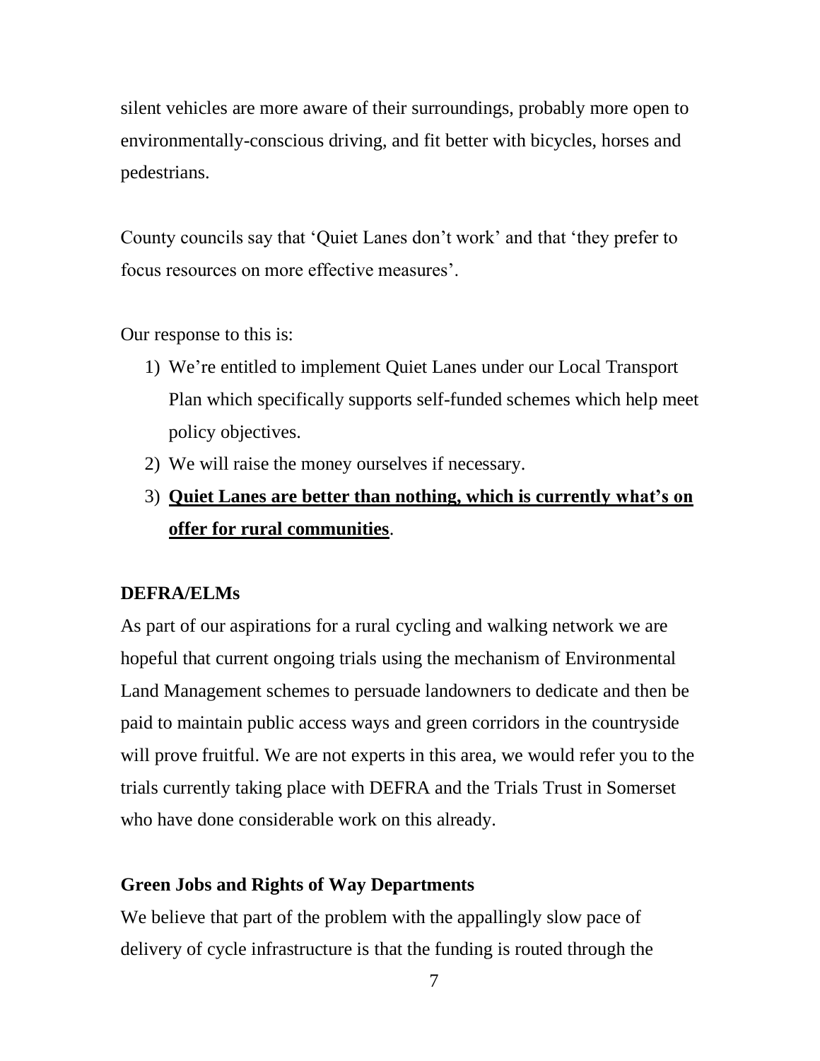silent vehicles are more aware of their surroundings, probably more open to environmentally-conscious driving, and fit better with bicycles, horses and pedestrians.

County councils say that 'Quiet Lanes don't work' and that 'they prefer to focus resources on more effective measures'.

Our response to this is:

1) We're entitled to implement Quiet Lanes under our Local Transport Plan which specifically supports self-funded schemes which help meet policy objectives.
2) We will raise the money ourselves if necessary.
3) **<u>Quiet Lanes are better than nothing, which is currently what's on offer for rural communities</u>**.

**DEFRA/ELMs**

As part of our aspirations for a rural cycling and walking network we are hopeful that current ongoing trials using the mechanism of Environmental Land Management schemes to persuade landowners to dedicate and then be paid to maintain public access ways and green corridors in the countryside will prove fruitful. We are not experts in this area, we would refer you to the trials currently taking place with DEFRA and the Trials Trust in Somerset who have done considerable work on this already.

**Green Jobs and Rights of Way Departments**

We believe that part of the problem with the appallingly slow pace of delivery of cycle infrastructure is that the funding is routed through the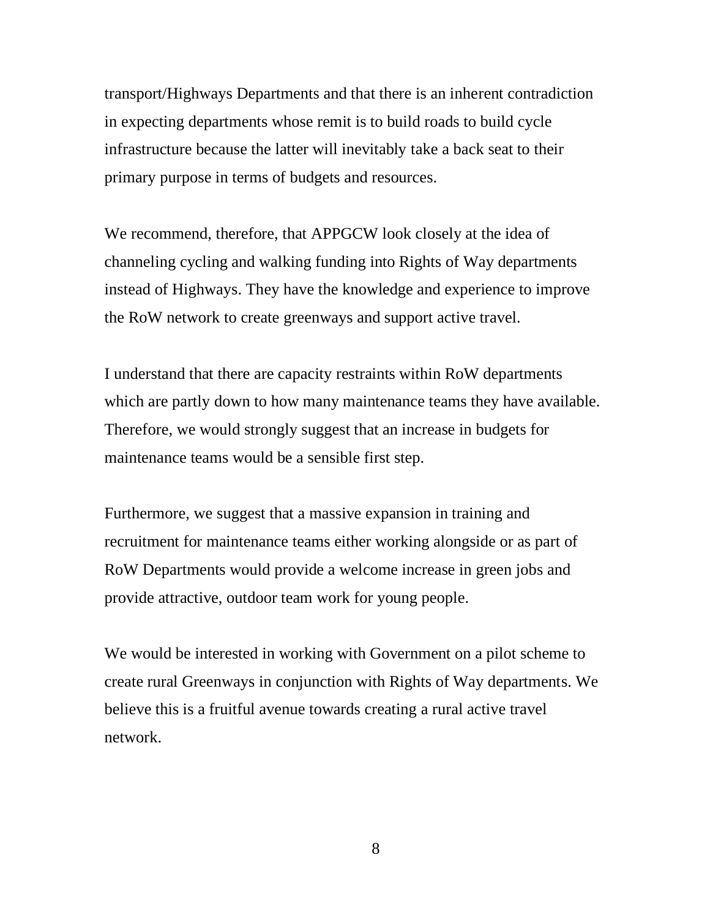transport/Highways Departments and that there is an inherent contradiction in expecting departments whose remit is to build roads to build cycle infrastructure because the latter will inevitably take a back seat to their primary purpose in terms of budgets and resources.

We recommend, therefore, that APPGCW look closely at the idea of channeling cycling and walking funding into Rights of Way departments instead of Highways. They have the knowledge and experience to improve the RoW network to create greenways and support active travel.

I understand that there are capacity restraints within RoW departments which are partly down to how many maintenance teams they have available. Therefore, we would strongly suggest that an increase in budgets for maintenance teams would be a sensible first step.

Furthermore, we suggest that a massive expansion in training and recruitment for maintenance teams either working alongside or as part of RoW Departments would provide a welcome increase in green jobs and provide attractive, outdoor team work for young people.

We would be interested in working with Government on a pilot scheme to create rural Greenways in conjunction with Rights of Way departments. We believe this is a fruitful avenue towards creating a rural active travel network.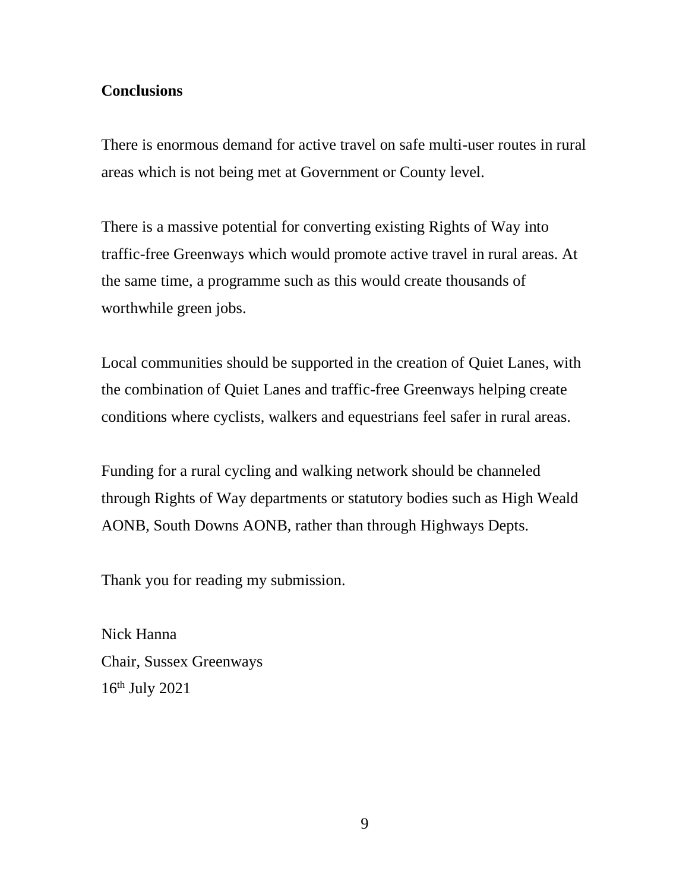**Conclusions**

There is enormous demand for active travel on safe multi-user routes in rural areas which is not being met at Government or County level.

There is a massive potential for converting existing Rights of Way into traffic-free Greenways which would promote active travel in rural areas. At the same time, a programme such as this would create thousands of worthwhile green jobs.

Local communities should be supported in the creation of Quiet Lanes, with the combination of Quiet Lanes and traffic-free Greenways helping create conditions where cyclists, walkers and equestrians feel safer in rural areas.

Funding for a rural cycling and walking network should be channeled through Rights of Way departments or statutory bodies such as High Weald AONB, South Downs AONB, rather than through Highways Depts.

Thank you for reading my submission.

Nick Hanna
Chair, Sussex Greenways
16th July 2021